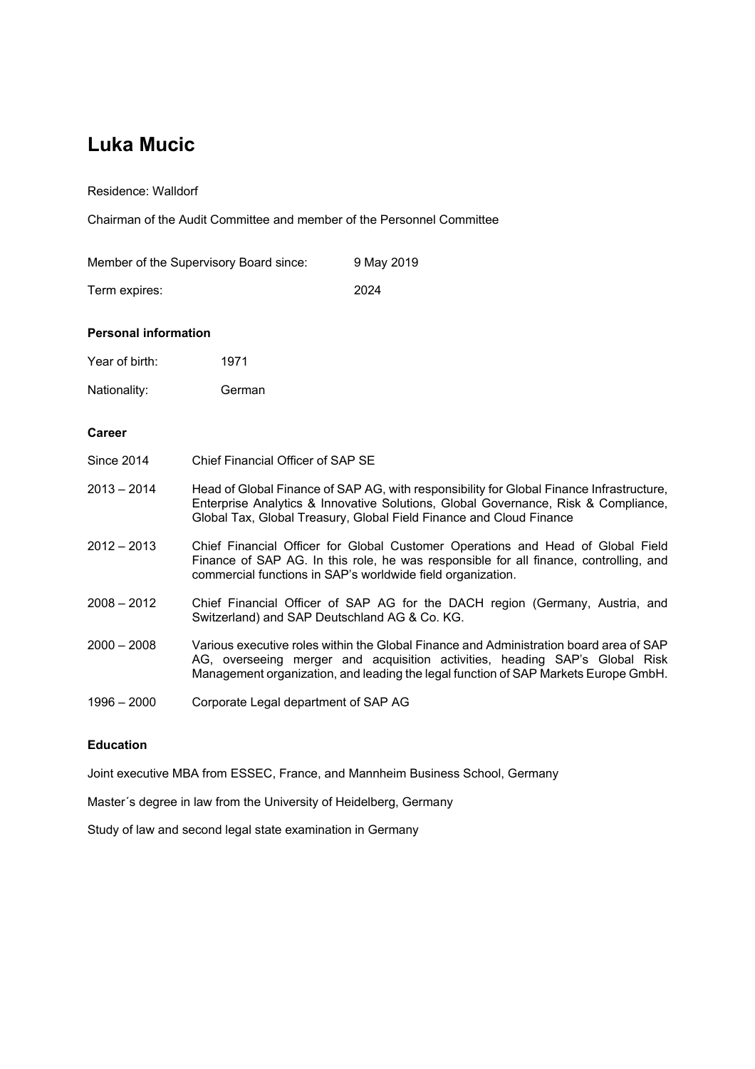# Luka Mucic

Residence: Walldorf

Chairman of the Audit Committee and member of the Personnel Committee

| | |
|---|---|
| Member of the Supervisory Board since: | 9 May 2019 |
| Term expires: | 2024 |

### Personal information

| | |
|---|---|
| Year of birth: | 1971 |
| Nationality: | German |

### Career

| | |
|---|---|
| Since 2014 | Chief Financial Officer of SAP SE |
| 2013 – 2014 | Head of Global Finance of SAP AG, with responsibility for Global Finance Infrastructure, Enterprise Analytics & Innovative Solutions, Global Governance, Risk & Compliance, Global Tax, Global Treasury, Global Field Finance and Cloud Finance |
| 2012 – 2013 | Chief Financial Officer for Global Customer Operations and Head of Global Field Finance of SAP AG. In this role, he was responsible for all finance, controlling, and commercial functions in SAP's worldwide field organization. |
| 2008 – 2012 | Chief Financial Officer of SAP AG for the DACH region (Germany, Austria, and Switzerland) and SAP Deutschland AG & Co. KG. |
| 2000 – 2008 | Various executive roles within the Global Finance and Administration board area of SAP AG, overseeing merger and acquisition activities, heading SAP's Global Risk Management organization, and leading the legal function of SAP Markets Europe GmbH. |
| 1996 – 2000 | Corporate Legal department of SAP AG |

### Education

Joint executive MBA from ESSEC, France, and Mannheim Business School, Germany

Master´s degree in law from the University of Heidelberg, Germany

Study of law and second legal state examination in Germany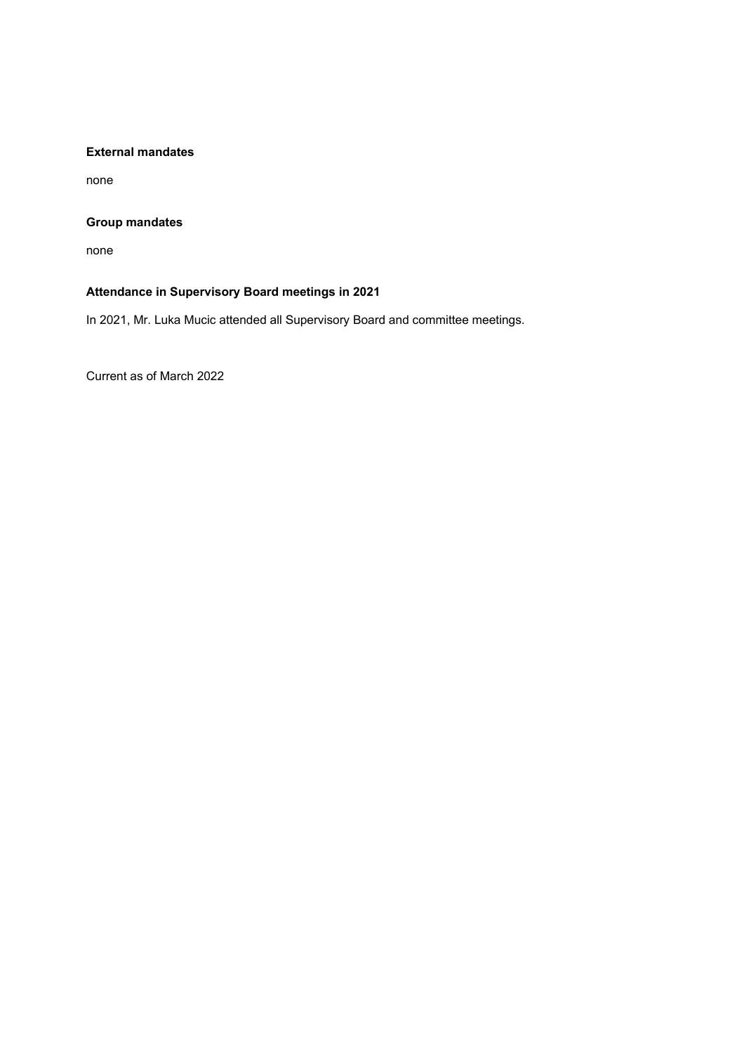**External mandates**

none

**Group mandates**

none

**Attendance in Supervisory Board meetings in 2021**

In 2021, Mr. Luka Mucic attended all Supervisory Board and committee meetings.

Current as of March 2022